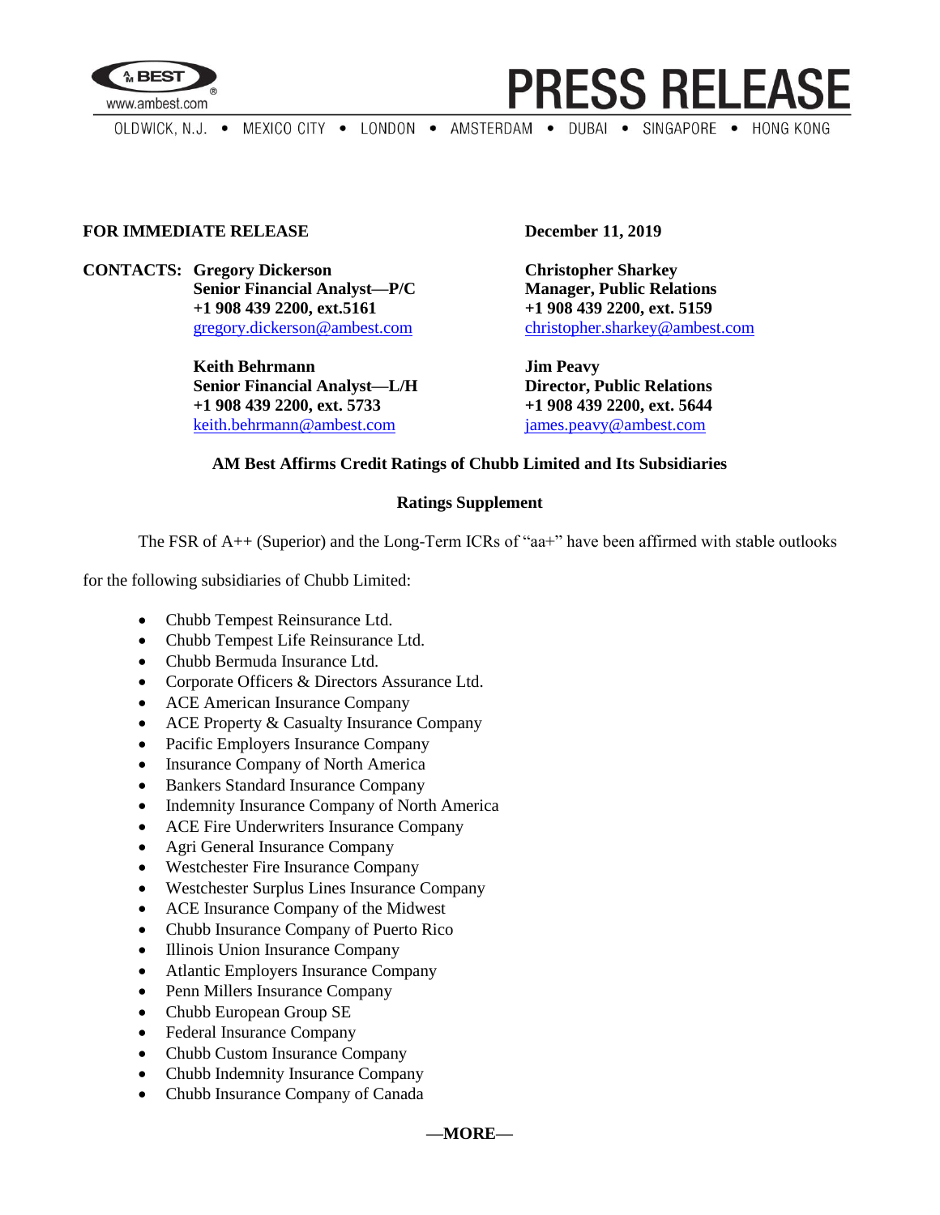**FOR IMMEDIATE RELEASE**

**December 11, 2019**

**CONTACTS:**

**Gregory Dickerson**
**Senior Financial Analyst—P/C**
**+1 908 439 2200, ext.5161**
gregory.dickerson@ambest.com

**Christopher Sharkey**
**Manager, Public Relations**
**+1 908 439 2200, ext. 5159**
christopher.sharkey@ambest.com

**Keith Behrmann**
**Senior Financial Analyst—L/H**
**+1 908 439 2200, ext. 5733**
keith.behrmann@ambest.com

**Jim Peavy**
**Director, Public Relations**
**+1 908 439 2200, ext. 5644**
james.peavy@ambest.com

**AM Best Affirms Credit Ratings of Chubb Limited and Its Subsidiaries**

**Ratings Supplement**

The FSR of A++ (Superior) and the Long-Term ICRs of "aa+" have been affirmed with stable outlooks for the following subsidiaries of Chubb Limited:

- Chubb Tempest Reinsurance Ltd.
- Chubb Tempest Life Reinsurance Ltd.
- Chubb Bermuda Insurance Ltd.
- Corporate Officers & Directors Assurance Ltd.
- ACE American Insurance Company
- ACE Property & Casualty Insurance Company
- Pacific Employers Insurance Company
- Insurance Company of North America
- Bankers Standard Insurance Company
- Indemnity Insurance Company of North America
- ACE Fire Underwriters Insurance Company
- Agri General Insurance Company
- Westchester Fire Insurance Company
- Westchester Surplus Lines Insurance Company
- ACE Insurance Company of the Midwest
- Chubb Insurance Company of Puerto Rico
- Illinois Union Insurance Company
- Atlantic Employers Insurance Company
- Penn Millers Insurance Company
- Chubb European Group SE
- Federal Insurance Company
- Chubb Custom Insurance Company
- Chubb Indemnity Insurance Company
- Chubb Insurance Company of Canada

—MORE—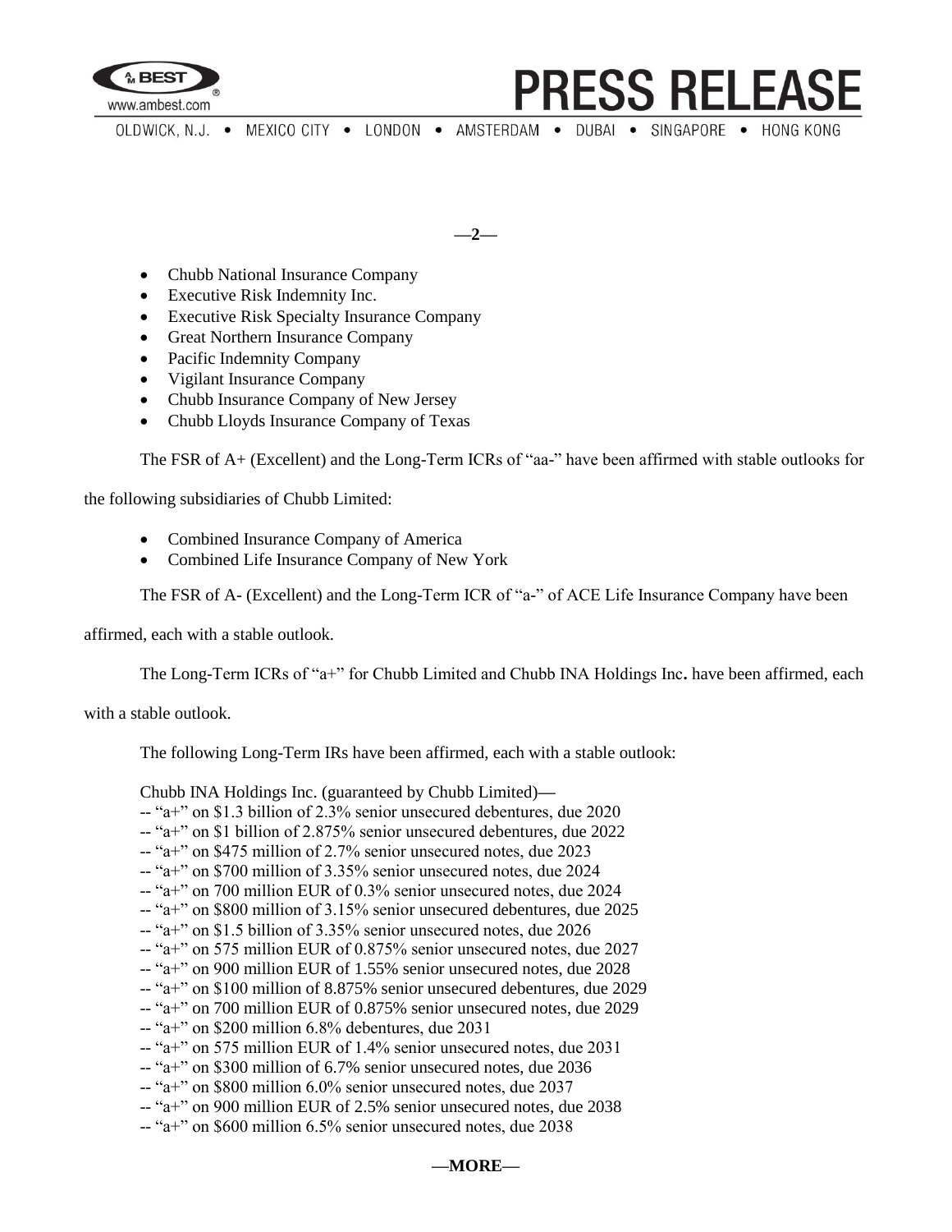- Chubb National Insurance Company
- Executive Risk Indemnity Inc.
- Executive Risk Specialty Insurance Company
- Great Northern Insurance Company
- Pacific Indemnity Company
- Vigilant Insurance Company
- Chubb Insurance Company of New Jersey
- Chubb Lloyds Insurance Company of Texas

The FSR of A+ (Excellent) and the Long-Term ICRs of "aa-" have been affirmed with stable outlooks for the following subsidiaries of Chubb Limited:

- Combined Insurance Company of America
- Combined Life Insurance Company of New York

The FSR of A- (Excellent) and the Long-Term ICR of "a-" of ACE Life Insurance Company have been affirmed, each with a stable outlook.

The Long-Term ICRs of "a+" for Chubb Limited and Chubb INA Holdings Inc**.** have been affirmed, each with a stable outlook.

The following Long-Term IRs have been affirmed, each with a stable outlook:

Chubb INA Holdings Inc. (guaranteed by Chubb Limited)—
-- "a+" on $1.3 billion of 2.3% senior unsecured debentures, due 2020
-- "a+" on $1 billion of 2.875% senior unsecured debentures, due 2022
-- "a+" on $475 million of 2.7% senior unsecured notes, due 2023
-- "a+" on $700 million of 3.35% senior unsecured notes, due 2024
-- "a+" on 700 million EUR of 0.3% senior unsecured notes, due 2024
-- "a+" on $800 million of 3.15% senior unsecured debentures, due 2025
-- "a+" on $1.5 billion of 3.35% senior unsecured notes, due 2026
-- "a+" on 575 million EUR of 0.875% senior unsecured notes, due 2027
-- "a+" on 900 million EUR of 1.55% senior unsecured notes, due 2028
-- "a+" on $100 million of 8.875% senior unsecured debentures, due 2029
-- "a+" on 700 million EUR of 0.875% senior unsecured notes, due 2029
-- "a+" on $200 million 6.8% debentures, due 2031
-- "a+" on 575 million EUR of 1.4% senior unsecured notes, due 2031
-- "a+" on $300 million of 6.7% senior unsecured notes, due 2036
-- "a+" on $800 million 6.0% senior unsecured notes, due 2037
-- "a+" on 900 million EUR of 2.5% senior unsecured notes, due 2038
-- "a+" on $600 million 6.5% senior unsecured notes, due 2038

**—MORE—**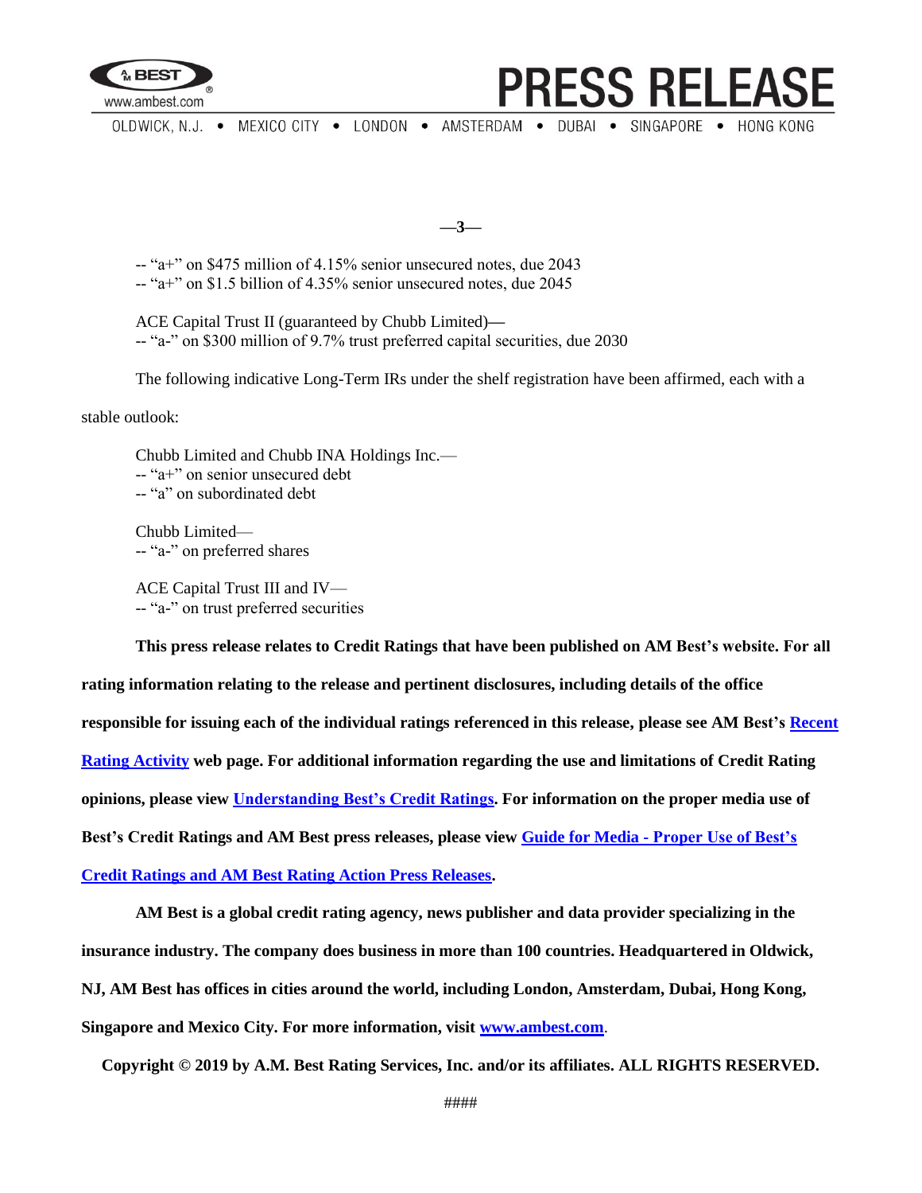-- "a+" on $475 million of 4.15% senior unsecured notes, due 2043
-- "a+" on $1.5 billion of 4.35% senior unsecured notes, due 2045

ACE Capital Trust II (guaranteed by Chubb Limited)—
-- "a-" on $300 million of 9.7% trust preferred capital securities, due 2030

The following indicative Long-Term IRs under the shelf registration have been affirmed, each with a stable outlook:

Chubb Limited and Chubb INA Holdings Inc.—
-- "a+" on senior unsecured debt
-- "a" on subordinated debt

Chubb Limited—
-- "a-" on preferred shares

ACE Capital Trust III and IV—
-- "a-" on trust preferred securities

**This press release relates to Credit Ratings that have been published on AM Best's website. For all rating information relating to the release and pertinent disclosures, including details of the office responsible for issuing each of the individual ratings referenced in this release, please see AM Best's Recent Rating Activity web page. For additional information regarding the use and limitations of Credit Rating opinions, please view Understanding Best's Credit Ratings. For information on the proper media use of Best's Credit Ratings and AM Best press releases, please view Guide for Media - Proper Use of Best's Credit Ratings and AM Best Rating Action Press Releases.**

**AM Best is a global credit rating agency, news publisher and data provider specializing in the insurance industry. The company does business in more than 100 countries. Headquartered in Oldwick, NJ, AM Best has offices in cities around the world, including London, Amsterdam, Dubai, Hong Kong, Singapore and Mexico City. For more information, visit www.ambest.com.**

**Copyright © 2019 by A.M. Best Rating Services, Inc. and/or its affiliates. ALL RIGHTS RESERVED.**

####